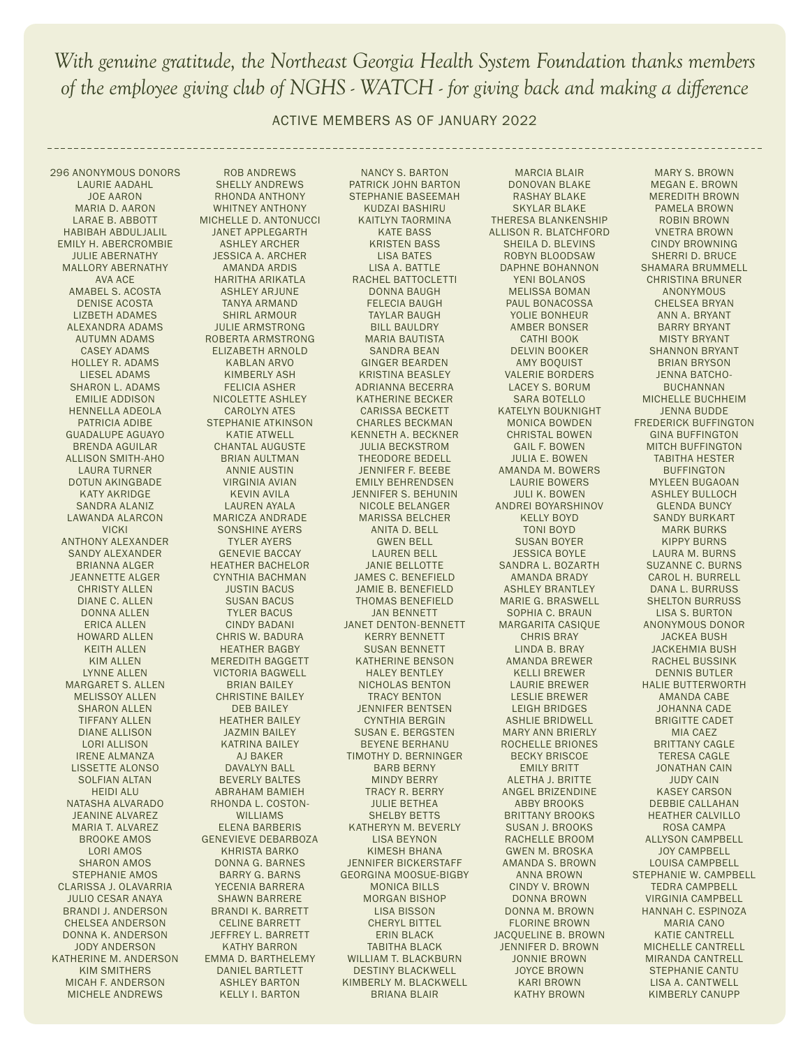*With genuine gratitude, the Northeast Georgia Health System Foundation thanks members of the employee giving club of NGHS - WATCH - for giving back and making a difference*

ACTIVE MEMBERS AS OF JANUARY 2022

---

296 ANONYMOUS DONORS
LAURIE AADAHL
JOE AARON
MARIA D. AARON
LARAE B. ABBOTT
HABIBAH ABDULJALIL
EMILY H. ABERCROMBIE
JULIE ABERNATHY
MALLORY ABERNATHY
AVA ACE
AMABEL S. ACOSTA
DENISE ACOSTA
LIZBETH ADAMES
ALEXANDRA ADAMS
AUTUMN ADAMS
CASEY ADAMS
HOLLEY R. ADAMS
LIESEL ADAMS
SHARON L. ADAMS
EMILIE ADDISON
HENNELLA ADEOLA
PATRICIA ADIBE
GUADALUPE AGUAYO
BRENDA AGUILAR
ALLISON SMITH-AHO
LAURA TURNER
DOTUN AKINGBADE
KATY AKRIDGE
SANDRA ALANIZ
LAWANDA ALARCON
VICKI
ANTHONY ALEXANDER
SANDY ALEXANDER
BRIANNA ALGER
JEANNETTE ALGER
CHRISTY ALLEN
DIANE C. ALLEN
DONNA ALLEN
ERICA ALLEN
HOWARD ALLEN
KEITH ALLEN
KIM ALLEN
LYNNE ALLEN
MARGARET S. ALLEN
MELISSOY ALLEN
SHARON ALLEN
TIFFANY ALLEN
DIANE ALLISON
LORI ALLISON
IRENE ALMANZA
LISSETTE ALONSO
SOLFIAN ALTAN
HEIDI ALU
NATASHA ALVARADO
JEANINE ALVAREZ
MARIA T. ALVAREZ
BROOKE AMOS
LORI AMOS
SHARON AMOS
STEPHANIE AMOS
CLARISSA J. OLAVARRIA
JULIO CESAR ANAYA
BRANDI J. ANDERSON
CHELSEA ANDERSON
DONNA K. ANDERSON
JODY ANDERSON
KATHERINE M. ANDERSON
KIM SMITHERS
MICAH F. ANDERSON
MICHELE ANDREWS
ROB ANDREWS
SHELLY ANDREWS
RHONDA ANTHONY
WHITNEY ANTHONY
MICHELLE D. ANTONUCCI
JANET APPLEGARTH
ASHLEY ARCHER
JESSICA A. ARCHER
AMANDA ARDIS
HARITHA ARIKATLA
ASHLEY ARJUNE
TANYA ARMAND
SHIRL ARMOUR
JULIE ARMSTRONG
ROBERTA ARMSTRONG
ELIZABETH ARNOLD
KABLAN ARVO
KIMBERLY ASH
FELICIA ASHER
NICOLETTE ASHLEY
CAROLYN ATES
STEPHANIE ATKINSON
KATIE ATWELL
CHANTAL AUGUSTE
BRIAN AULTMAN
ANNIE AUSTIN
VIRGINIA AVIAN
KEVIN AVILA
LAUREN AYALA
MARICZA ANDRADE
SONSHINE AYERS
TYLER AYERS
GENEVIE BACCAY
HEATHER BACHELOR
CYNTHIA BACHMAN
JUSTIN BACUS
SUSAN BACUS
TYLER BACUS
CINDY BADANI
CHRIS W. BADURA
HEATHER BAGBY
MEREDITH BAGGETT
VICTORIA BAGWELL
BRIAN BAILEY
CHRISTINE BAILEY
DEB BAILEY
HEATHER BAILEY
JAZMIN BAILEY
KATRINA BAILEY
AJ BAKER
DAVALYN BALL
BEVERLY BALTES
ABRAHAM BAMIEH
RHONDA L. COSTON-WILLIAMS
ELENA BARBERIS
GENEVIEVE DEBARBOZA
KHRISTA BARKO
DONNA G. BARNES
BARRY G. BARNS
YECENIA BARRERA
SHAWN BARRERE
BRANDI K. BARRETT
CELINE BARRETT
JEFFREY L. BARRETT
KATHY BARRON
EMMA D. BARTHELEMY
DANIEL BARTLETT
ASHLEY BARTON
KELLY I. BARTON
NANCY S. BARTON
PATRICK JOHN BARTON
STEPHANIE BASEEMAH
KUDZAI BASHIRU
KAITLYN TAORMINA
KATE BASS
KRISTEN BASS
LISA BATES
LISA A. BATTLE
RACHEL BATTOCLETTI
DONNA BAUGH
FELECIA BAUGH
TAYLAR BAUGH
BILL BAULDRY
MARIA BAUTISTA
SANDRA BEAN
GINGER BEARDEN
KRISTINA BEASLEY
ADRIANNA BECERRA
KATHERINE BECKER
CARISSA BECKETT
CHARLES BECKMAN
KENNETH A. BECKNER
JULIA BECKSTROM
THEODORE BEDELL
JENNIFER F. BEEBE
EMILY BEHRENDSEN
JENNIFER S. BEHUNIN
NICOLE BELANGER
MARISSA BELCHER
ANITA D. BELL
GWEN BELL
LAUREN BELL
JANIE BELLOTTE
JAMES C. BENEFIELD
JAMIE B. BENEFIELD
THOMAS BENEFIELD
JAN BENNETT
JANET DENTON-BENNETT
KERRY BENNETT
SUSAN BENNETT
KATHERINE BENSON
HALEY BENTLEY
NICHOLAS BENTON
TRACY BENTON
JENNIFER BENTSEN
CYNTHIA BERGIN
SUSAN E. BERGSTEN
BEYENE BERHANU
TIMOTHY D. BERNINGER
BARB BERNY
MINDY BERRY
TRACY R. BERRY
JULIE BETHEA
SHELBY BETTS
KATHERYN M. BEVERLY
LISA BEYNON
KIMESH BHANA
JENNIFER BICKERSTAFF
GEORGINA MOOSUE-BIGBY
MONICA BILLS
MORGAN BISHOP
LISA BISSON
CHERYL BITTEL
ERIN BLACK
TABITHA BLACK
WILLIAM T. BLACKBURN
DESTINY BLACKWELL
KIMBERLY M. BLACKWELL
BRIANA BLAIR
MARCIA BLAIR
DONOVAN BLAKE
RASHAY BLAKE
SKYLAR BLAKE
THERESA BLANKENSHIP
ALLISON R. BLATCHFORD
SHEILA D. BLEVINS
ROBYN BLOODSAW
DAPHNE BOHANNON
YENI BOLANOS
MELISSA BOMAN
PAUL BONACOSSA
YOLIE BONHEUR
AMBER BONSER
CATHI BOOK
DELVIN BOOKER
AMY BOQUIST
VALERIE BORDERS
LACEY S. BORUM
SARA BOTELLO
KATELYN BOUKNIGHT
MONICA BOWDEN
CHRISTAL BOWEN
GAIL F. BOWEN
JULIA E. BOWEN
AMANDA M. BOWERS
LAURIE BOWERS
JULI K. BOWEN
ANDREI BOYARSHINOV
KELLY BOYD
TONI BOYD
SUSAN BOYER
JESSICA BOYLE
SANDRA L. BOZARTH
AMANDA BRADY
ASHLEY BRANTLEY
MARIE G. BRASWELL
SOPHIA C. BRAUN
MARGARITA CASIQUE
CHRIS BRAY
LINDA B. BRAY
AMANDA BREWER
KELLI BREWER
LAURIE BREWER
LESLIE BREWER
LEIGH BRIDGES
ASHLIE BRIDWELL
MARY ANN BRIERLY
ROCHELLE BRIONES
BECKY BRISCOE
EMILY BRITT
ALETHA J. BRITTE
ANGEL BRIZENDINE
ABBY BROOKS
BRITTANY BROOKS
SUSAN J. BROOKS
RACHELLE BROOM
GWEN M. BROSKA
AMANDA S. BROWN
ANNA BROWN
CINDY V. BROWN
DONNA BROWN
DONNA M. BROWN
FLORINE BROWN
JACQUELINE B. BROWN
JENNIFER D. BROWN
JONNIE BROWN
JOYCE BROWN
KARI BROWN
KATHY BROWN
MARY S. BROWN
MEGAN E. BROWN
MEREDITH BROWN
PAMELA BROWN
ROBIN BROWN
VNETRA BROWN
CINDY BROWNING
SHERRI D. BRUCE
SHAMARA BRUMMELL
CHRISTINA BRUNER
ANONYMOUS
CHELSEA BRYAN
ANN A. BRYANT
BARRY BRYANT
MISTY BRYANT
SHANNON BRYANT
BRIAN BRYSON
JENNA BATCHO-BUCHANNAN
MICHELLE BUCHHEIM
JENNA BUDDE
FREDERICK BUFFINGTON
GINA BUFFINGTON
MITCH BUFFINGTON
TABITHA HESTER BUFFINGTON
MYLEEN BUGAOAN
ASHLEY BULLOCH
GLENDA BUNCY
SANDY BURKART
MARK BURKS
KIPPY BURNS
LAURA M. BURNS
SUZANNE C. BURNS
CAROL H. BURRELL
DANA L. BURRUSS
SHELTON BURRUSS
LISA S. BURTON
ANONYMOUS DONOR
JACKEA BUSH
JACKEHMIA BUSH
RACHEL BUSSINK
DENNIS BUTLER
HALIE BUTTERWORTH
AMANDA CABE
JOHANNA CADE
BRIGITTE CADET
MIA CAEZ
BRITTANY CAGLE
TERESA CAGLE
JONATHAN CAIN
JUDY CAIN
KASEY CARSON
DEBBIE CALLAHAN
HEATHER CALVILLO
ROSA CAMPA
ALLYSON CAMPBELL
JOY CAMPBELL
LOUISA CAMPBELL
STEPHANIE W. CAMPBELL
TEDRA CAMPBELL
VIRGINIA CAMPBELL
HANNAH C. ESPINOZA
MARIA CANO
KATIE CANTRELL
MICHELLE CANTRELL
MIRANDA CANTRELL
STEPHANIE CANTU
LISA A. CANTWELL
KIMBERLY CANUPP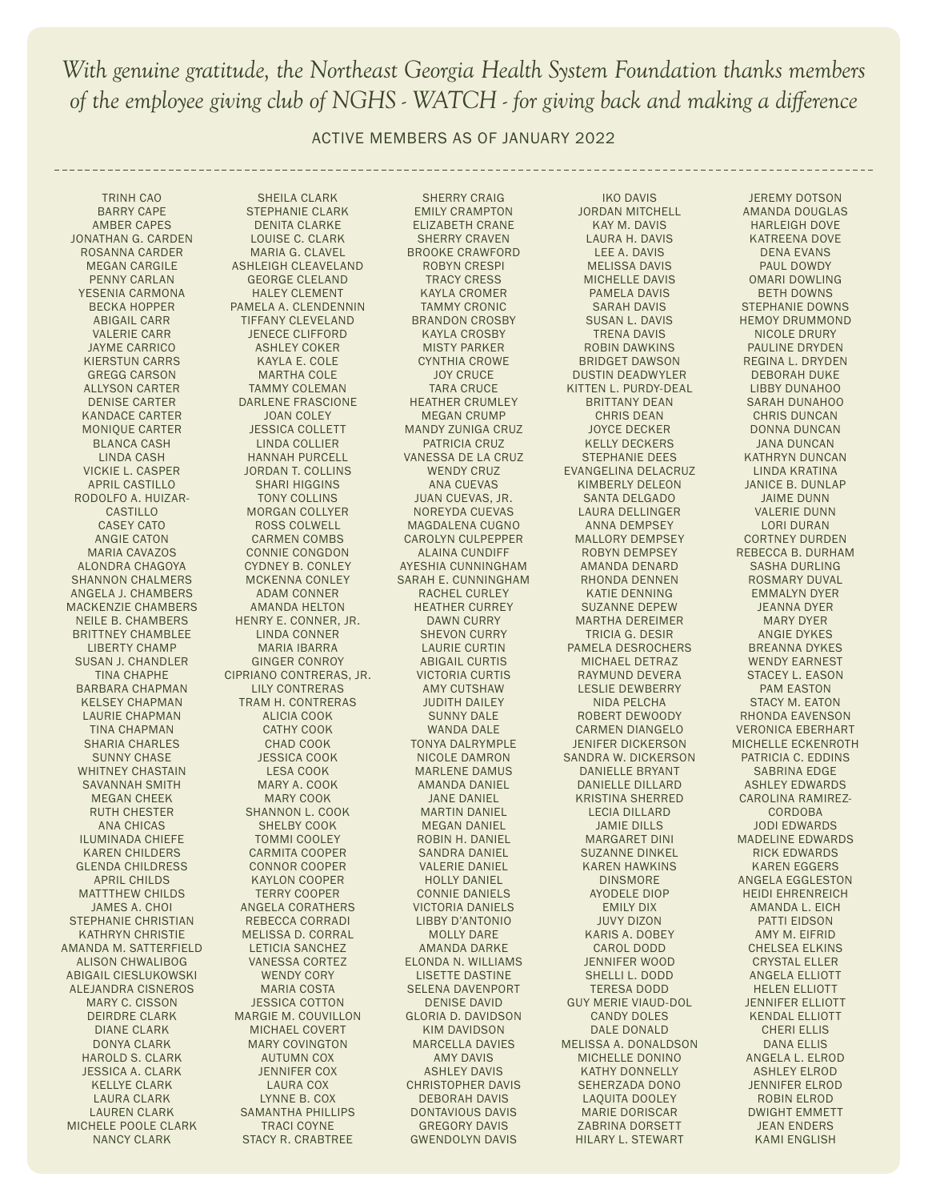*With genuine gratitude, the Northeast Georgia Health System Foundation thanks members of the employee giving club of NGHS - WATCH - for giving back and making a difference*

ACTIVE MEMBERS AS OF JANUARY 2022

---

TRINH CAO
BARRY CAPE
AMBER CAPES
JONATHAN G. CARDEN
ROSANNA CARDER
MEGAN CARGILE
PENNY CARLAN
YESENIA CARMONA
BECKA HOPPER
ABIGAIL CARR
VALERIE CARR
JAYME CARRICO
KIERSTUN CARRS
GREGG CARSON
ALLYSON CARTER
DENISE CARTER
KANDACE CARTER
MONIQUE CARTER
BLANCA CASH
LINDA CASH
VICKIE L. CASPER
APRIL CASTILLO
RODOLFO A. HUIZAR-CASTILLO
CASEY CATO
ANGIE CATON
MARIA CAVAZOS
ALONDRA CHAGOYA
SHANNON CHALMERS
ANGELA J. CHAMBERS
MACKENZIE CHAMBERS
NEILE B. CHAMBERS
BRITTNEY CHAMBLEE
LIBERTY CHAMP
SUSAN J. CHANDLER
TINA CHAPHE
BARBARA CHAPMAN
KELSEY CHAPMAN
LAURIE CHAPMAN
TINA CHAPMAN
SHARIA CHARLES
SUNNY CHASE
WHITNEY CHASTAIN
SAVANNAH SMITH
MEGAN CHEEK
RUTH CHESTER
ANA CHICAS
ILUMINADA CHIEFE
KAREN CHILDERS
GLENDA CHILDRESS
APRIL CHILDS
MATTTHEW CHILDS
JAMES A. CHOI
STEPHANIE CHRISTIAN
KATHRYN CHRISTIE
AMANDA M. SATTERFIELD
ALISON CHWALIBOG
ABIGAIL CIESLUKOWSKI
ALEJANDRA CISNEROS
MARY C. CISSON
DEIRDRE CLARK
DIANE CLARK
DONYA CLARK
HAROLD S. CLARK
JESSICA A. CLARK
KELLYE CLARK
LAURA CLARK
LAUREN CLARK
MICHELE POOLE CLARK
NANCY CLARK

SHEILA CLARK
STEPHANIE CLARK
DENITA CLARKE
LOUISE C. CLARK
MARIA G. CLAVEL
ASHLEIGH CLEAVELAND
GEORGE CLELAND
HALEY CLEMENT
PAMELA A. CLENDENNIN
TIFFANY CLEVELAND
JENECE CLIFFORD
ASHLEY COKER
KAYLA E. COLE
MARTHA COLE
TAMMY COLEMAN
DARLENE FRASCIONE
JOAN COLEY
JESSICA COLLETT
LINDA COLLIER
HANNAH PURCELL
JORDAN T. COLLINS
SHARI HIGGINS
TONY COLLINS
MORGAN COLLYER
ROSS COLWELL
CARMEN COMBS
CONNIE CONGDON
CYDNEY B. CONLEY
MCKENNA CONLEY
ADAM CONNER
AMANDA HELTON
HENRY E. CONNER, JR.
LINDA CONNER
MARIA IBARRA
GINGER CONROY
CIPRIANO CONTRERAS, JR.
LILY CONTRERAS
TRAM H. CONTRERAS
ALICIA COOK
CATHY COOK
CHAD COOK
JESSICA COOK
LESA COOK
MARY A. COOK
MARY COOK
SHANNON L. COOK
SHELBY COOK
TOMMI COOLEY
CARMITA COOPER
CONNOR COOPER
KAYLON COOPER
TERRY COOPER
ANGELA CORATHERS
REBECCA CORRADI
MELISSA D. CORRAL
LETICIA SANCHEZ
VANESSA CORTEZ
WENDY CORY
MARIA COSTA
JESSICA COTTON
MARGIE M. COUVILLON
MICHAEL COVERT
MARY COVINGTON
AUTUMN COX
JENNIFER COX
LAURA COX
LYNNE B. COX
SAMANTHA PHILLIPS
TRACI COYNE
STACY R. CRABTREE

SHERRY CRAIG
EMILY CRAMPTON
ELIZABETH CRANE
SHERRY CRAVEN
BROOKE CRAWFORD
ROBYN CRESPI
TRACY CRESS
KAYLA CROMER
TAMMY CRONIC
BRANDON CROSBY
KAYLA CROSBY
MISTY PARKER
CYNTHIA CROWE
JOY CRUCE
TARA CRUCE
HEATHER CRUMLEY
MEGAN CRUMP
MANDY ZUNIGA CRUZ
PATRICIA CRUZ
VANESSA DE LA CRUZ
WENDY CRUZ
ANA CUEVAS
JUAN CUEVAS, JR.
NOREYDA CUEVAS
MAGDALENA CUGNO
CAROLYN CULPEPPER
ALAINA CUNDIFF
AYESHIA CUNNINGHAM
SARAH E. CUNNINGHAM
RACHEL CURLEY
HEATHER CURREY
DAWN CURRY
SHEVON CURRY
LAURIE CURTIN
ABIGAIL CURTIS
VICTORIA CURTIS
AMY CUTSHAW
JUDITH DAILEY
SUNNY DALE
WANDA DALE
TONYA DALRYMPLE
NICOLE DAMRON
MARLENE DAMUS
AMANDA DANIEL
JANE DANIEL
MARTIN DANIEL
MEGAN DANIEL
ROBIN H. DANIEL
SANDRA DANIEL
VALERIE DANIEL
HOLLY DANIEL
CONNIE DANIELS
VICTORIA DANIELS
LIBBY D'ANTONIO
MOLLY DARE
AMANDA DARKE
ELONDA N. WILLIAMS
LISETTE DASTINE
SELENA DAVENPORT
DENISE DAVID
GLORIA D. DAVIDSON
KIM DAVIDSON
MARCELLA DAVIES
AMY DAVIS
ASHLEY DAVIS
CHRISTOPHER DAVIS
DEBORAH DAVIS
DONTAVIOUS DAVIS
GREGORY DAVIS
GWENDOLYN DAVIS

IKO DAVIS
JORDAN MITCHELL
KAY M. DAVIS
LAURA H. DAVIS
LEE A. DAVIS
MELISSA DAVIS
MICHELLE DAVIS
PAMELA DAVIS
SARAH DAVIS
SUSAN L. DAVIS
TRENA DAVIS
ROBIN DAWKINS
BRIDGET DAWSON
DUSTIN DEADWYLER
KITTEN L. PURDY-DEAL
BRITTANY DEAN
CHRIS DEAN
JOYCE DECKER
KELLY DECKERS
STEPHANIE DEES
EVANGELINA DELACRUZ
KIMBERLY DELEON
SANTA DELGADO
LAURA DELLINGER
ANNA DEMPSEY
MALLORY DEMPSEY
ROBYN DEMPSEY
AMANDA DENARD
RHONDA DENNEN
KATIE DENNING
SUZANNE DEPEW
MARTHA DEREIMER
TRICIA G. DESIR
PAMELA DESROCHERS
MICHAEL DETRAZ
RAYMUND DEVERA
LESLIE DEWBERRY
NIDA PELCHA
ROBERT DEWOODY
CARMEN DIANGELO
JENIFER DICKERSON
SANDRA W. DICKERSON
DANIELLE BRYANT
DANIELLE DILLARD
KRISTINA SHERRED
LECIA DILLARD
JAMIE DILLS
MARGARET DINI
SUZANNE DINKEL
KAREN HAWKINS DINSMORE
AYODELE DIOP
EMILY DIX
JUVY DIZON
KARIS A. DOBEY
CAROL DODD
JENNIFER WOOD
SHELLI L. DODD
TERESA DODD
GUY MERIE VIAUD-DOL
CANDY DOLES
DALE DONALD
MELISSA A. DONALDSON
MICHELLE DONINO
KATHY DONNELLY
SEHERZADA DONO
LAQUITA DOOLEY
MARIE DORISCAR
ZABRINA DORSETT
HILARY L. STEWART

JEREMY DOTSON
AMANDA DOUGLAS
HARLEIGH DOVE
KATREENA DOVE
DENA EVANS
PAUL DOWDY
OMARI DOWLING
BETH DOWNS
STEPHANIE DOWNS
HEMOY DRUMMOND
NICOLE DRURY
PAULINE DRYDEN
REGINA L. DRYDEN
DEBORAH DUKE
LIBBY DUNAHOO
SARAH DUNAHOO
CHRIS DUNCAN
DONNA DUNCAN
JANA DUNCAN
KATHRYN DUNCAN
LINDA KRATINA
JANICE B. DUNLAP
JAIME DUNN
VALERIE DUNN
LORI DURAN
CORTNEY DURDEN
REBECCA B. DURHAM
SASHA DURLING
ROSMARY DUVAL
EMMALYN DYER
JEANNA DYER
MARY DYER
ANGIE DYKES
BREANNA DYKES
WENDY EARNEST
STACEY L. EASON
PAM EASTON
STACY M. EATON
RHONDA EAVENSON
VERONICA EBERHART
MICHELLE ECKENROTH
PATRICIA C. EDDINS
SABRINA EDGE
ASHLEY EDWARDS
CAROLINA RAMIREZ-CORDOBA
JODI EDWARDS
MADELINE EDWARDS
RICK EDWARDS
KAREN EGGERS
ANGELA EGGLESTON
HEIDI EHRENREICH
AMANDA L. EICH
PATTI EIDSON
AMY M. EIFRID
CHELSEA ELKINS
CRYSTAL ELLER
ANGELA ELLIOTT
HELEN ELLIOTT
JENNIFER ELLIOTT
KENDAL ELLIOTT
CHERI ELLIS
DANA ELLIS
ANGELA L. ELROD
ASHLEY ELROD
JENNIFER ELROD
ROBIN ELROD
DWIGHT EMMETT
JEAN ENDERS
KAMI ENGLISH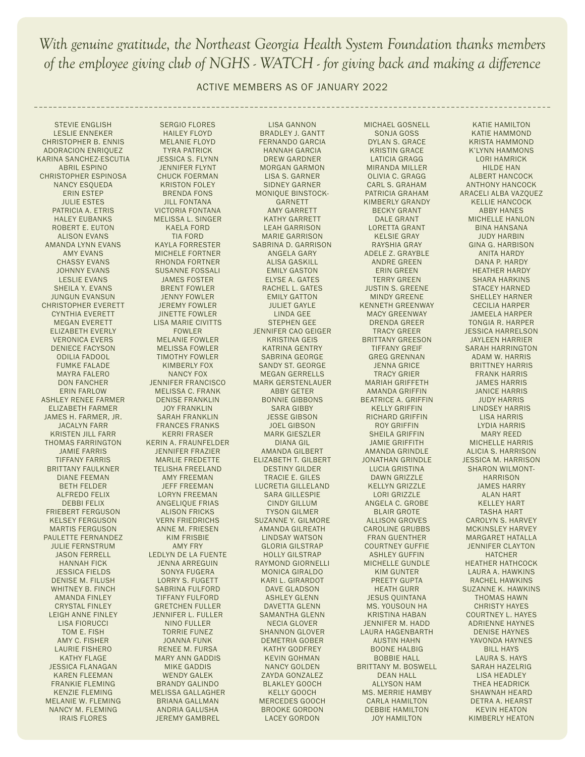*With genuine gratitude, the Northeast Georgia Health System Foundation thanks members of the employee giving club of NGHS - WATCH - for giving back and making a difference*

ACTIVE MEMBERS AS OF JANUARY 2022

---

STEVIE ENGLISH
LESLIE ENNEKER
CHRISTOPHER B. ENNIS
ADORACION ENRIQUEZ
KARINA SANCHEZ-ESCUTIA
ABRIL ESPINO
CHRISTOPHER ESPINOSA
NANCY ESQUEDA
ERIN ESTEP
JULIE ESTES
PATRICIA A. ETRIS
HALEY EUBANKS
ROBERT E. EUTON
ALISON EVANS
AMANDA LYNN EVANS
AMY EVANS
CHASSY EVANS
JOHNNY EVANS
LESLIE EVANS
SHEILA Y. EVANS
JUNGUN EVANSUN
CHRISTOPHER EVERETT
CYNTHIA EVERETT
MEGAN EVERETT
ELIZABETH EVERLY
VERONICA EVERS
DENIECE FACYSON
ODILIA FADOOL
FUMKE FALADE
MAYRA FALERO
DON FANCHER
ERIN FARLOW
ASHLEY RENEE FARMER
ELIZABETH FARMER
JAMES H. FARMER, JR.
JACALYN FARR
KRISTEN JILL FARR
THOMAS FARRINGTON
JAMIE FARRIS
TIFFANY FARRIS
BRITTANY FAULKNER
DIANE FEEMAN
BETH FELDER
ALFREDO FELIX
DEBBI FELIX
FRIEBERT FERGUSON
KELSEY FERGUSON
MARTIS FERGUSON
PAULETTE FERNANDEZ
JULIE FERNSTRUM
JASON FERRELL
HANNAH FICK
JESSICA FIELDS
DENISE M. FILUSH
WHITNEY B. FINCH
AMANDA FINLEY
CRYSTAL FINLEY
LEIGH ANNE FINLEY
LISA FIORUCCI
TOM E. FISH
AMY C. FISHER
LAURIE FISHERO
KATHY FLAGE
JESSICA FLANAGAN
KAREN FLEEMAN
FRANKIE FLEMING
KENZIE FLEMING
MELANIE W. FLEMING
NANCY M. FLEMING
IRAIS FLORES

SERGIO FLORES
HAILEY FLOYD
MELANIE FLOYD
TYRA PATRICK
JESSICA S. FLYNN
JENNIFER FLYNT
CHUCK FOERMAN
KRISTON FOLEY
BRENDA FONS
JILL FONTANA
VICTORIA FONTANA
MELISSA L. SINGER
KAELA FORD
TIA FORD
KAYLA FORRESTER
MICHELE FORTNER
RHONDA FORTNER
SUSANNE FOSSALI
JAMES FOSTER
BRENT FOWLER
JENNY FOWLER
JEREMY FOWLER
JINETTE FOWLER
LISA MARIE CIVITTS FOWLER
MELANIE FOWLER
MELISSA FOWLER
TIMOTHY FOWLER
KIMBERLY FOX
NANCY FOX
JENNIFER FRANCISCO
MELISSA C. FRANK
DENISE FRANKLIN
JOY FRANKLIN
SARAH FRANKLIN
FRANCES FRANKS
KERRI FRASER
KERIN A. FRAUNFELDER
JENNIFER FRAZIER
MARLIE FREDETTE
TELISHA FREELAND
AMY FREEMAN
JEFF FREEMAN
LORYN FREEMAN
ANGELIQUE FRIAS
ALISON FRICKS
VERN FRIEDRICHS
ANNE M. FRIESEN
KIM FRISBIE
AMY FRY
LEDLYN DE LA FUENTE
JENNA ARREGUIN
SONYA FUGERA
LORRY S. FUGETT
SABRINA FULFORD
TIFFANY FULFORD
GRETCHEN FULLER
JENNIFER L. FULLER
NINO FULLER
TORRIE FUNEZ
JOANNA FUNK
RENEE M. FURSA
MARY ANN GADDIS
MIKE GADDIS
WENDY GALEK
BRANDY GALINDO
MELISSA GALLAGHER
BRIANA GALLMAN
ANDRIA GALUSHA
JEREMY GAMBREL

LISA GANNON
BRADLEY J. GANTT
FERNANDO GARCIA
HANNAH GARCIA
DREW GARDNER
MORGAN GARMON
LISA S. GARNER
SIDNEY GARNER
MONIQUE BINSTOCK-GARNETT
AMY GARRETT
KATHY GARRETT
LEAH GARRISON
MARIE GARRISON
SABRINA D. GARRISON
ANGELA GARY
ALISA GASKILL
EMILY GASTON
ELYSE A. GATES
RACHEL L. GATES
EMILY GATTON
JULIET GAYLE
LINDA GEE
STEPHEN GEE
JENNIFER CAO GEIGER
KRISTINA GEIS
KATRINA GENTRY
SABRINA GEORGE
SANDY ST. GEORGE
MEGAN GERRELLS
MARK GERSTENLAUER
ABBY GETER
BONNIE GIBBONS
SARA GIBBY
JESSE GIBSON
JOEL GIBSON
MARK GIESZLER
DIANA GIL
AMANDA GILBERT
ELIZABETH T. GILBERT
DESTINY GILDER
TRACIE E. GILES
LUCRETIA GILLELAND
SARA GILLESPIE
CINDY GILLUM
TYSON GILMER
SUZANNE Y. GILMORE
AMANDA GILREATH
LINDSAY WATSON
GLORIA GILSTRAP
HOLLY GILSTRAP
RAYMOND GIORNELLI
MONICA GIRALDO
KARI L. GIRARDOT
DAVE GLADSON
ASHLEY GLENN
DAVETTA GLENN
SAMANTHA GLENN
NECIA GLOVER
SHANNON GLOVER
DEMETRIA GOBER
KATHY GODFREY
KEVIN GOHMAN
NANCY GOLDEN
ZAYDA GONZALEZ
BLAKLEY GOOCH
KELLY GOOCH
MERCEDES GOOCH
BROOKE GORDON
LACEY GORDON

MICHAEL GOSNELL
SONJA GOSS
DYLAN S. GRACE
KRISTIN GRACE
LATICIA GRAGG
MIRANDA MILLER
OLIVIA C. GRAGG
CARL S. GRAHAM
PATRICIA GRAHAM
KIMBERLY GRANDY
BECKY GRANT
DALE GRANT
LORETTA GRANT
KELSIE GRAY
RAYSHIA GRAY
ADELE Z. GRAYBLE
ANDRE GREEN
ERIN GREEN
TERRY GREEN
JUSTIN S. GREENE
MINDY GREENE
KENNETH GREENWAY
MACY GREENWAY
DRENDA GREER
TRACY GREER
BRITTANY GREESON
TIFFANY GREIF
GREG GRENNAN
JENNA GRICE
TRACY GRIER
MARIAH GRIFFETH
AMANDA GRIFFIN
BEATRICE A. GRIFFIN
KELLY GRIFFIN
RICHARD GRIFFIN
ROY GRIFFIN
SHEILA GRIFFIN
JAMIE GRIFFITH
AMANDA GRINDLE
JONATHAN GRINDLE
LUCIA GRISTINA
DAWN GRIZZLE
KELLYN GRIZZLE
LORI GRIZZLE
ANGELA C. GROBE
BLAIR GROTE
ALLISON GROVES
CAROLINE GRUBBS
FRAN GUENTHER
COURTNEY GUFFIE
ASHLEY GUFFIN
MICHELLE GUNDLE
KIM GUNTER
PREETY GUPTA
HEATH GURR
JESUS QUINTANA
MS. YOUSOUN HA
KRISTINA HABAN
JENNIFER M. HADD
LAURA HAGENBARTH
AUSTIN HAHN
BOONE HALBIG
BOBBIE HALL
BRITTANY M. BOSWELL
DEAN HALL
ALLYSON HAM
MS. MERRIE HAMBY
CARLA HAMILTON
DEBBIE HAMILTON
JOY HAMILTON

KATIE HAMILTON
KATIE HAMMOND
KRISTA HAMMOND
K'LYNN HAMMONS
LORI HAMRICK
HILDE HAN
ALBERT HANCOCK
ANTHONY HANCOCK
ARACELI ALBA VAZQUEZ
KELLIE HANCOCK
ABBY HANES
MICHELLE HANLON
BINA HANSANA
JUDY HARBIN
GINA G. HARBISON
ANITA HARDY
DANA P. HARDY
HEATHER HARDY
SHARA HARKINS
STACEY HARNED
SHELLEY HARNER
CECILIA HARPER
JAMEELA HARPER
TONGIA R. HARPER
JESSICA HARRELSON
JAYLEEN HARRIER
SARAH HARRINGTON
ADAM W. HARRIS
BRITTNEY HARRIS
FRANK HARRIS
JAMES HARRIS
JANICE HARRIS
JUDY HARRIS
LINDSEY HARRIS
LISA HARRIS
LYDIA HARRIS
MARY REED
MICHELLE HARRIS
ALICIA S. HARRISON
JESSICA M. HARRISON
SHARON WILMONT-HARRISON
JAMES HARRY
ALAN HART
KELLEY HART
TASHA HART
CAROLYN S. HARVEY
MCKINSLEY HARVEY
MARGARET HATALLA
JENNIFER CLAYTON HATCHER
HEATHER HATHCOCK
LAURA A. HAWKINS
RACHEL HAWKINS
SUZANNE K. HAWKINS
THOMAS HAWN
CHRISTY HAYES
COURTNEY L. HAYES
ADRIENNE HAYNES
DENISE HAYNES
YAVONDA HAYNES
BILL HAYS
LAURA S. HAYS
SARAH HAZELRIG
LISA HEADLEY
THEA HEADRICK
SHAWNAH HEARD
DETRA A. HEARST
KEVIN HEATON
KIMBERLY HEATON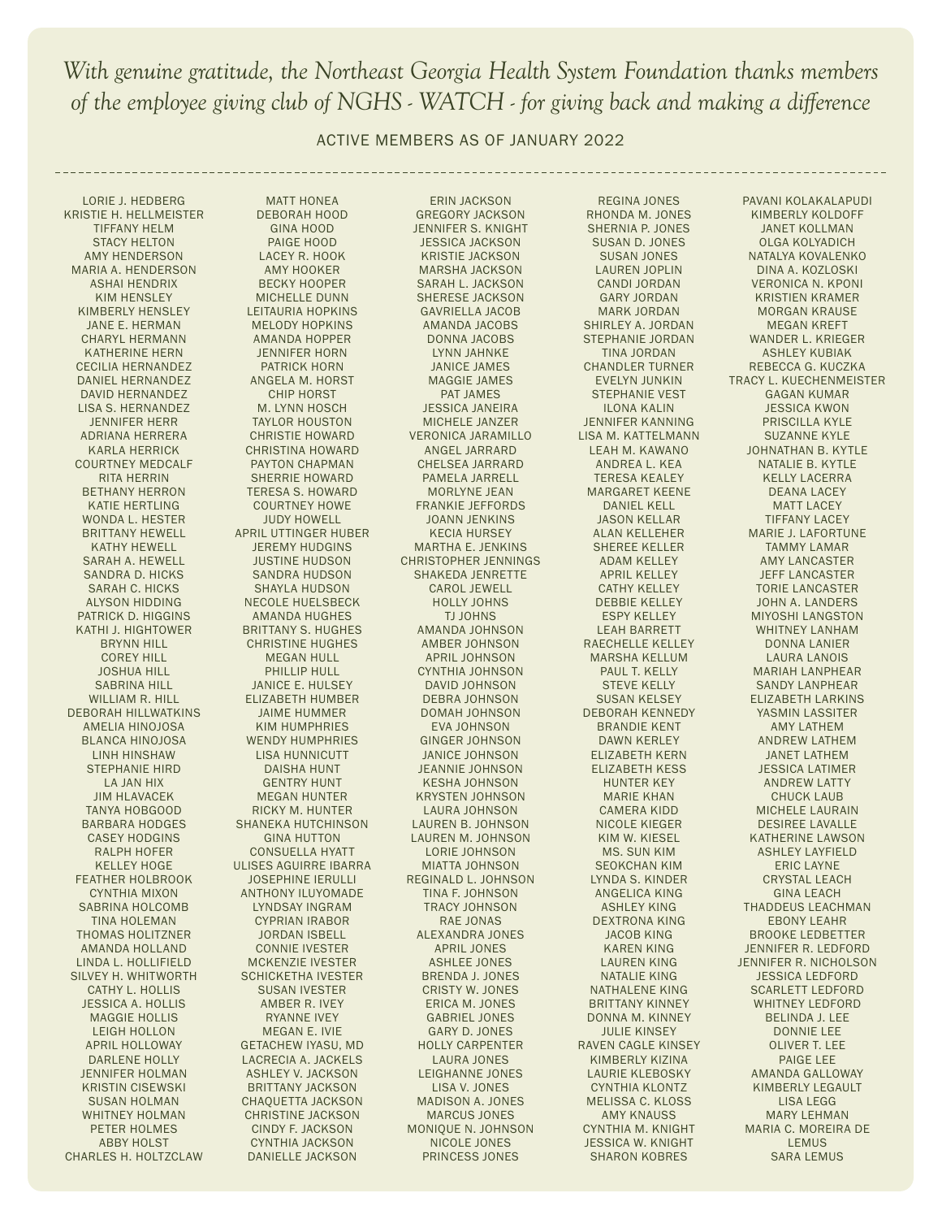*With genuine gratitude, the Northeast Georgia Health System Foundation thanks members of the employee giving club of NGHS - WATCH - for giving back and making a difference*

ACTIVE MEMBERS AS OF JANUARY 2022

---

LORIE J. HEDBERG
KRISTIE H. HELLMEISTER
TIFFANY HELM
STACY HELTON
AMY HENDERSON
MARIA A. HENDERSON
ASHAI HENDRIX
KIM HENSLEY
KIMBERLY HENSLEY
JANE E. HERMAN
CHARYL HERMANN
KATHERINE HERN
CECILIA HERNANDEZ
DANIEL HERNANDEZ
DAVID HERNANDEZ
LISA S. HERNANDEZ
JENNIFER HERR
ADRIANA HERRERA
KARLA HERRICK
COURTNEY MEDCALF
RITA HERRIN
BETHANY HERRON
KATIE HERTLING
WONDA L. HESTER
BRITTANY HEWELL
KATHY HEWELL
SARAH A. HEWELL
SANDRA D. HICKS
SARAH C. HICKS
ALYSON HIDDING
PATRICK D. HIGGINS
KATHI J. HIGHTOWER
BRYNN HILL
COREY HILL
JOSHUA HILL
SABRINA HILL
WILLIAM R. HILL
DEBORAH HILLWATKINS
AMELIA HINOJOSA
BLANCA HINOJOSA
LINH HINSHAW
STEPHANIE HIRD
LA JAN HIX
JIM HLAVACEK
TANYA HOBGOOD
BARBARA HODGES
CASEY HODGINS
RALPH HOFER
KELLEY HOGE
FEATHER HOLBROOK
CYNTHIA MIXON
SABRINA HOLCOMB
TINA HOLEMAN
THOMAS HOLITZNER
AMANDA HOLLAND
LINDA L. HOLLIFIELD
SILVEY H. WHITWORTH
CATHY L. HOLLIS
JESSICA A. HOLLIS
MAGGIE HOLLIS
LEIGH HOLLON
APRIL HOLLOWAY
DARLENE HOLLY
JENNIFER HOLMAN
KRISTIN CISEWSKI
SUSAN HOLMAN
WHITNEY HOLMAN
PETER HOLMES
ABBY HOLST
CHARLES H. HOLTZCLAW

MATT HONEA
DEBORAH HOOD
GINA HOOD
PAIGE HOOD
LACEY R. HOOK
AMY HOOKER
BECKY HOOPER
MICHELLE DUNN
LEITAURIA HOPKINS
MELODY HOPKINS
AMANDA HOPPER
JENNIFER HORN
PATRICK HORN
ANGELA M. HORST
CHIP HORST
M. LYNN HOSCH
TAYLOR HOUSTON
CHRISTIE HOWARD
CHRISTINA HOWARD
PAYTON CHAPMAN
SHERRIE HOWARD
TERESA S. HOWARD
COURTNEY HOWE
JUDY HOWELL
APRIL UTTINGER HUBER
JEREMY HUDGINS
JUSTINE HUDSON
SANDRA HUDSON
SHAYLA HUDSON
NECOLE HUELSBECK
AMANDA HUGHES
BRITTANY S. HUGHES
CHRISTINE HUGHES
MEGAN HULL
PHILLIP HULL
JANICE E. HULSEY
ELIZABETH HUMBER
JAIME HUMMER
KIM HUMPHRIES
WENDY HUMPHRIES
LISA HUNNICUTT
DAISHA HUNT
GENTRY HUNT
MEGAN HUNTER
RICKY M. HUNTER
SHANEKA HUTCHINSON
GINA HUTTON
CONSUELLA HYATT
ULISES AGUIRRE IBARRA
JOSEPHINE IERULLI
ANTHONY ILUYOMADE
LYNDSAY INGRAM
CYPRIAN IRABOR
JORDAN ISBELL
CONNIE IVESTER
MCKENZIE IVESTER
SCHICKETHA IVESTER
SUSAN IVESTER
AMBER R. IVEY
RYANNE IVEY
MEGAN E. IVIE
GETACHEW IYASU, MD
LACRECIA A. JACKELS
ASHLEY V. JACKSON
BRITTANY JACKSON
CHAQUETTA JACKSON
CHRISTINE JACKSON
CINDY F. JACKSON
CYNTHIA JACKSON
DANIELLE JACKSON

ERIN JACKSON
GREGORY JACKSON
JENNIFER S. KNIGHT
JESSICA JACKSON
KRISTIE JACKSON
MARSHA JACKSON
SARAH L. JACKSON
SHERESE JACKSON
GAVRIELLA JACOB
AMANDA JACOBS
DONNA JACOBS
LYNN JAHNKE
JANICE JAMES
MAGGIE JAMES
PAT JAMES
JESSICA JANEIRA
MICHELE JANZER
VERONICA JARAMILLO
ANGEL JARRARD
CHELSEA JARRARD
PAMELA JARRELL
MORLYNE JEAN
FRANKIE JEFFORDS
JOANN JENKINS
KECIA HURSEY
MARTHA E. JENKINS
CHRISTOPHER JENNINGS
SHAKEDA JENRETTE
CAROL JEWELL
HOLLY JOHNS
TJ JOHNS
AMANDA JOHNSON
AMBER JOHNSON
APRIL JOHNSON
CYNTHIA JOHNSON
DAVID JOHNSON
DEBRA JOHNSON
DOMAH JOHNSON
EVA JOHNSON
GINGER JOHNSON
JANICE JOHNSON
JEANNIE JOHNSON
KESHA JOHNSON
KRYSTEN JOHNSON
LAURA JOHNSON
LAUREN B. JOHNSON
LAUREN M. JOHNSON
LORIE JOHNSON
MIATTA JOHNSON
REGINALD L. JOHNSON
TINA F. JOHNSON
TRACY JOHNSON
RAE JONAS
ALEXANDRA JONES
APRIL JONES
ASHLEE JONES
BRENDA J. JONES
CRISTY W. JONES
ERICA M. JONES
GABRIEL JONES
GARY D. JONES
HOLLY CARPENTER
LAURA JONES
LEIGHANNE JONES
LISA V. JONES
MADISON A. JONES
MARCUS JONES
MONIQUE N. JOHNSON
NICOLE JONES
PRINCESS JONES

REGINA JONES
RHONDA M. JONES
SHERNIA P. JONES
SUSAN D. JONES
SUSAN JONES
LAUREN JOPLIN
CANDI JORDAN
GARY JORDAN
MARK JORDAN
SHIRLEY A. JORDAN
STEPHANIE JORDAN
TINA JORDAN
CHANDLER TURNER
EVELYN JUNKIN
STEPHANIE VEST
ILONA KALIN
JENNIFER KANNING
LISA M. KATTELMANN
LEAH M. KAWANO
ANDREA L. KEA
TERESA KEALEY
MARGARET KEENE
DANIEL KELL
JASON KELLAR
ALAN KELLEHER
SHEREE KELLER
ADAM KELLEY
APRIL KELLEY
CATHY KELLEY
DEBBIE KELLEY
ESPY KELLEY
LEAH BARRETT
RAECHELLE KELLEY
MARSHA KELLUM
PAUL T. KELLY
STEVE KELLY
SUSAN KELSEY
DEBORAH KENNEDY
BRANDIE KENT
DAWN KERLEY
ELIZABETH KERN
ELIZABETH KESS
HUNTER KEY
MARIE KHAN
CAMERA KIDD
NICOLE KIEGER
KIM W. KIESEL
MS. SUN KIM
SEOKCHAN KIM
LYNDA S. KINDER
ANGELICA KING
ASHLEY KING
DEXTRONA KING
JACOB KING
KAREN KING
LAUREN KING
NATALIE KING
NATHALENE KING
BRITTANY KINNEY
DONNA M. KINNEY
JULIE KINSEY
RAVEN CAGLE KINSEY
KIMBERLY KIZINA
LAURIE KLEBOSKY
CYNTHIA KLONTZ
MELISSA C. KLOSS
AMY KNAUSS
CYNTHIA M. KNIGHT
JESSICA W. KNIGHT
SHARON KOBRES

PAVANI KOLAKALAPUDI
KIMBERLY KOLDOFF
JANET KOLLMAN
OLGA KOLYADICH
NATALYA KOVALENKO
DINA A. KOZLOSKI
VERONICA N. KPONI
KRISTIEN KRAMER
MORGAN KRAUSE
MEGAN KREFT
WANDER L. KRIEGER
ASHLEY KUBIAK
REBECCA G. KUCZKA
TRACY L. KUECHENMEISTER
GAGAN KUMAR
JESSICA KWON
PRISCILLA KYLE
SUZANNE KYLE
JOHNATHAN B. KYTLE
NATALIE B. KYTLE
KELLY LACERRA
DEANA LACEY
MATT LACEY
TIFFANY LACEY
MARIE J. LAFORTUNE
TAMMY LAMAR
AMY LANCASTER
JEFF LANCASTER
TORIE LANCASTER
JOHN A. LANDERS
MIYOSHI LANGSTON
WHITNEY LANHAM
DONNA LANIER
LAURA LANOIS
MARIAH LANPHEAR
SANDY LANPHEAR
ELIZABETH LARKINS
YASMIN LASSITER
AMY LATHEM
ANDREW LATHEM
JANET LATHEM
JESSICA LATIMER
ANDREW LATTY
CHUCK LAUB
MICHELE LAURAIN
DESIREE LAVALLE
KATHERINE LAWSON
ASHLEY LAYFIELD
ERIC LAYNE
CRYSTAL LEACH
GINA LEACH
THADDEUS LEACHMAN
EBONY LEAHR
BROOKE LEDBETTER
JENNIFER R. LEDFORD
JENNIFER R. NICHOLSON
JESSICA LEDFORD
SCARLETT LEDFORD
WHITNEY LEDFORD
BELINDA J. LEE
DONNIE LEE
OLIVER T. LEE
PAIGE LEE
AMANDA GALLOWAY
KIMBERLY LEGAULT
LISA LEGG
MARY LEHMAN
MARIA C. MOREIRA DE LEMUS
SARA LEMUS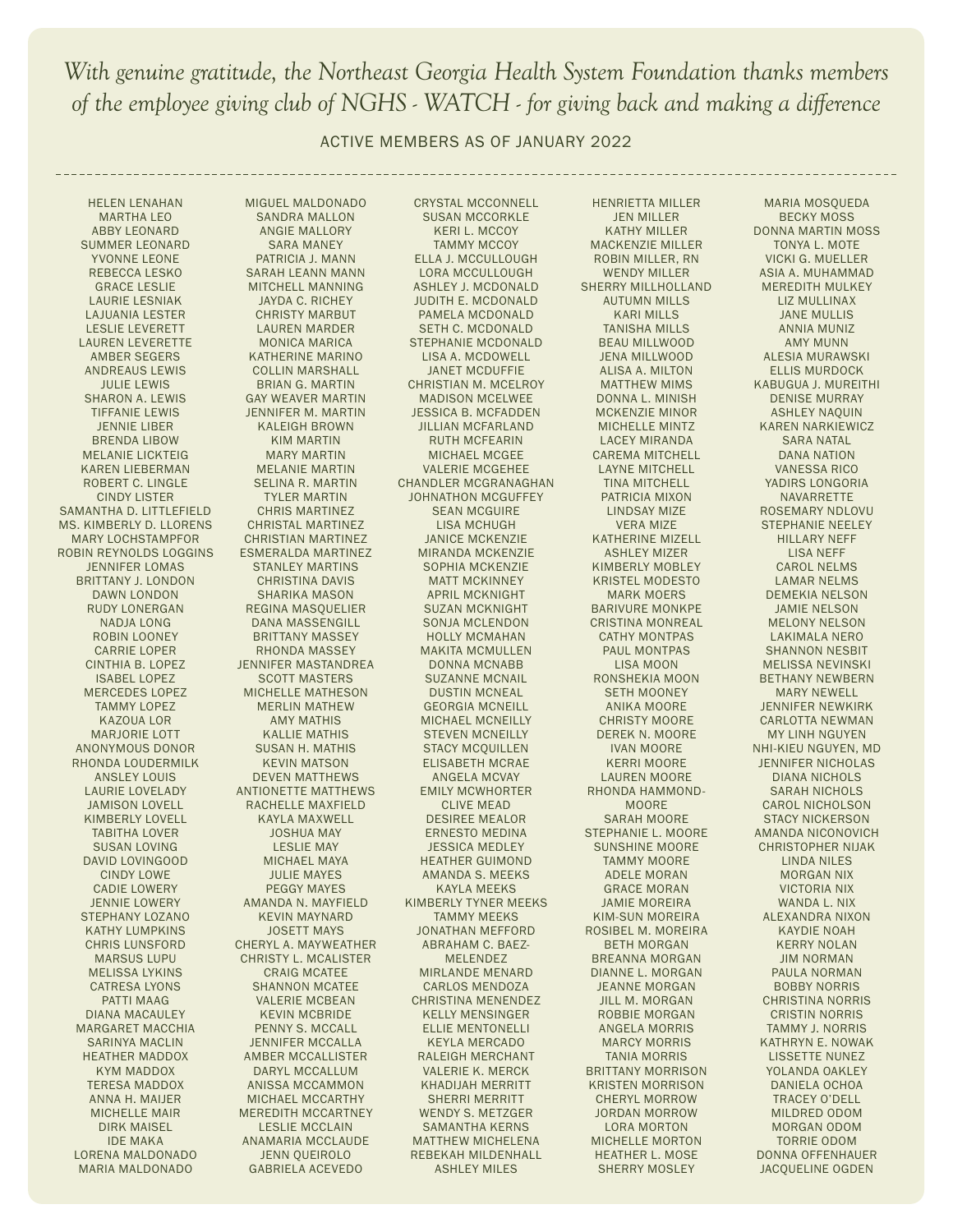*With genuine gratitude, the Northeast Georgia Health System Foundation thanks members of the employee giving club of NGHS - WATCH - for giving back and making a difference*

ACTIVE MEMBERS AS OF JANUARY 2022

---

HELEN LENAHAN
MARTHA LEO
ABBY LEONARD
SUMMER LEONARD
YVONNE LEONE
REBECCA LESKO
GRACE LESLIE
LAURIE LESNIAK
LAJUANIA LESTER
LESLIE LEVERETT
LAUREN LEVERETTE
AMBER SEGERS
ANDREAUS LEWIS
JULIE LEWIS
SHARON A. LEWIS
TIFFANIE LEWIS
JENNIE LIBER
BRENDA LIBOW
MELANIE LICKTEIG
KAREN LIEBERMAN
ROBERT C. LINGLE
CINDY LISTER
SAMANTHA D. LITTLEFIELD
MS. KIMBERLY D. LLORENS
MARY LOCHSTAMPFOR
ROBIN REYNOLDS LOGGINS
JENNIFER LOMAS
BRITTANY J. LONDON
DAWN LONDON
RUDY LONERGAN
NADJA LONG
ROBIN LOONEY
CARRIE LOPER
CINTHIA B. LOPEZ
ISABEL LOPEZ
MERCEDES LOPEZ
TAMMY LOPEZ
KAZOUA LOR
MARJORIE LOTT
ANONYMOUS DONOR
RHONDA LOUDERMILK
ANSLEY LOUIS
LAURIE LOVELADY
JAMISON LOVELL
KIMBERLY LOVELL
TABITHA LOVER
SUSAN LOVING
DAVID LOVINGOOD
CINDY LOWE
CADIE LOWERY
JENNIE LOWERY
STEPHANY LOZANO
KATHY LUMPKINS
CHRIS LUNSFORD
MARSUS LUPU
MELISSA LYKINS
CATRESA LYONS
PATTI MAAG
DIANA MACAULEY
MARGARET MACCHIA
SARINYA MACLIN
HEATHER MADDOX
KYM MADDOX
TERESA MADDOX
ANNA H. MAIJER
MICHELLE MAIR
DIRK MAISEL
IDE MAKA
LORENA MALDONADO
MARIA MALDONADO

MIGUEL MALDONADO
SANDRA MALLON
ANGIE MALLORY
SARA MANEY
PATRICIA J. MANN
SARAH LEANN MANN
MITCHELL MANNING
JAYDA C. RICHEY
CHRISTY MARBUT
LAUREN MARDER
MONICA MARICA
KATHERINE MARINO
COLLIN MARSHALL
BRIAN G. MARTIN
GAY WEAVER MARTIN
JENNIFER M. MARTIN
KALEIGH BROWN
KIM MARTIN
MARY MARTIN
MELANIE MARTIN
SELINA R. MARTIN
TYLER MARTIN
CHRIS MARTINEZ
CHRISTAL MARTINEZ
CHRISTIAN MARTINEZ
ESMERALDA MARTINEZ
STANLEY MARTINS
CHRISTINA DAVIS
SHARIKA MASON
REGINA MASQUELIER
DANA MASSENGILL
BRITTANY MASSEY
RHONDA MASSEY
JENNIFER MASTANDREA
SCOTT MASTERS
MICHELLE MATHESON
MERLIN MATHEW
AMY MATHIS
KALLIE MATHIS
SUSAN H. MATHIS
KEVIN MATSON
DEVEN MATTHEWS
ANTIONETTE MATTHEWS
RACHELLE MAXFIELD
KAYLA MAXWELL
JOSHUA MAY
LESLIE MAY
MICHAEL MAYA
JULIE MAYES
PEGGY MAYES
AMANDA N. MAYFIELD
KEVIN MAYNARD
JOSETT MAYS
CHERYL A. MAYWEATHER
CHRISTY L. MCALISTER
CRAIG MCATEE
SHANNON MCATEE
VALERIE MCBEAN
KEVIN MCBRIDE
PENNY S. MCCALL
JENNIFER MCCALLA
AMBER MCCALLISTER
DARYL MCCALLUM
ANISSA MCCAMMON
MICHAEL MCCARTHY
MEREDITH MCCARTNEY
LESLIE MCCLAIN
ANAMARIA MCCLAUDE
JENN QUEIROLO
GABRIELA ACEVEDO

CRYSTAL MCCONNELL
SUSAN MCCORKLE
KERI L. MCCOY
TAMMY MCCOY
ELLA J. MCCULLOUGH
LORA MCCULLOUGH
ASHLEY J. MCDONALD
JUDITH E. MCDONALD
PAMELA MCDONALD
SETH C. MCDONALD
STEPHANIE MCDONALD
LISA A. MCDOWELL
JANET MCDUFFIE
CHRISTIAN M. MCELROY
MADISON MCELWEE
JESSICA B. MCFADDEN
JILLIAN MCFARLAND
RUTH MCFEARIN
MICHAEL MCGEE
VALERIE MCGEHEE
CHANDLER MCGRANAGHAN
JOHNATHON MCGUFFEY
SEAN MCGUIRE
LISA MCHUGH
JANICE MCKENZIE
MIRANDA MCKENZIE
SOPHIA MCKENZIE
MATT MCKINNEY
APRIL MCKNIGHT
SUZAN MCKNIGHT
SONJA MCLENDON
HOLLY MCMAHAN
MAKITA MCMULLEN
DONNA MCNABB
SUZANNE MCNAIL
DUSTIN MCNEAL
GEORGIA MCNEILL
MICHAEL MCNEILLY
STEVEN MCNEILLY
STACY MCQUILLEN
ELISABETH MCRAE
ANGELA MCVAY
EMILY MCWHORTER
CLIVE MEAD
DESIREE MEALOR
ERNESTO MEDINA
JESSICA MEDLEY
HEATHER GUIMOND
AMANDA S. MEEKS
KAYLA MEEKS
KIMBERLY TYNER MEEKS
TAMMY MEEKS
JONATHAN MEFFORD
ABRAHAM C. BAEZ-MELENDEZ
MIRLANDE MENARD
CARLOS MENDOZA
CHRISTINA MENENDEZ
KELLY MENSINGER
ELLIE MENTONELLI
KEYLA MERCADO
RALEIGH MERCHANT
VALERIE K. MERCK
KHADIJAH MERRITT
SHERRI MERRITT
WENDY S. METZGER
SAMANTHA KERNS
MATTHEW MICHELENA
REBEKAH MILDENHALL
ASHLEY MILES

HENRIETTA MILLER
JEN MILLER
KATHY MILLER
MACKENZIE MILLER
ROBIN MILLER, RN
WENDY MILLER
SHERRY MILLHOLLAND
AUTUMN MILLS
KARI MILLS
TANISHA MILLS
BEAU MILLWOOD
JENA MILLWOOD
ALISA A. MILTON
MATTHEW MIMS
DONNA L. MINISH
MCKENZIE MINOR
MICHELLE MINTZ
LACEY MIRANDA
CAREMA MITCHELL
LAYNE MITCHELL
TINA MITCHELL
PATRICIA MIXON
LINDSAY MIZE
VERA MIZE
KATHERINE MIZELL
ASHLEY MIZER
KIMBERLY MOBLEY
KRISTEL MODESTO
MARK MOERS
BARIVURE MONKPE
CRISTINA MONREAL
CATHY MONTPAS
PAUL MONTPAS
LISA MOON
RONSHEKIA MOON
SETH MOONEY
ANIKA MOORE
CHRISTY MOORE
DEREK N. MOORE
IVAN MOORE
KERRI MOORE
LAUREN MOORE
RHONDA HAMMOND-MOORE
SARAH MOORE
STEPHANIE L. MOORE
SUNSHINE MOORE
TAMMY MOORE
ADELE MORAN
GRACE MORAN
JAMIE MOREIRA
KIM-SUN MOREIRA
ROSIBEL M. MOREIRA
BETH MORGAN
BREANNA MORGAN
DIANNE L. MORGAN
JEANNE MORGAN
JILL M. MORGAN
ROBBIE MORGAN
ANGELA MORRIS
MARCY MORRIS
TANIA MORRIS
BRITTANY MORRISON
KRISTEN MORRISON
CHERYL MORROW
JORDAN MORROW
LORA MORTON
MICHELLE MORTON
HEATHER L. MOSE
SHERRY MOSLEY

MARIA MOSQUEDA
BECKY MOSS
DONNA MARTIN MOSS
TONYA L. MOTE
VICKI G. MUELLER
ASIA A. MUHAMMAD
MEREDITH MULKEY
LIZ MULLINAX
JANE MULLIS
ANNIA MUNIZ
AMY MUNN
ALESIA MURAWSKI
ELLIS MURDOCK
KABUGUA J. MUREITHI
DENISE MURRAY
ASHLEY NAQUIN
KAREN NARKIEWICZ
SARA NATAL
DANA NATION
VANESSA RICO
YADIRS LONGORIA NAVARRETTE
ROSEMARY NDLOVU
STEPHANIE NEELEY
HILLARY NEFF
LISA NEFF
CAROL NELMS
LAMAR NELMS
DEMEKIA NELSON
JAMIE NELSON
MELONY NELSON
LAKIMALA NERO
SHANNON NESBIT
MELISSA NEVINSKI
BETHANY NEWBERN
MARY NEWELL
JENNIFER NEWKIRK
CARLOTTA NEWMAN
MY LINH NGUYEN
NHI-KIEU NGUYEN, MD
JENNIFER NICHOLAS
DIANA NICHOLS
SARAH NICHOLS
CAROL NICHOLSON
STACY NICKERSON
AMANDA NICONOVICH
CHRISTOPHER NIJAK
LINDA NILES
MORGAN NIX
VICTORIA NIX
WANDA L. NIX
ALEXANDRA NIXON
KAYDIE NOAH
KERRY NOLAN
JIM NORMAN
PAULA NORMAN
BOBBY NORRIS
CHRISTINA NORRIS
CRISTIN NORRIS
TAMMY J. NORRIS
KATHRYN E. NOWAK
LISSETTE NUNEZ
YOLANDA OAKLEY
DANIELA OCHOA
TRACEY O'DELL
MILDRED ODOM
MORGAN ODOM
TORRIE ODOM
DONNA OFFENHAUER
JACQUELINE OGDEN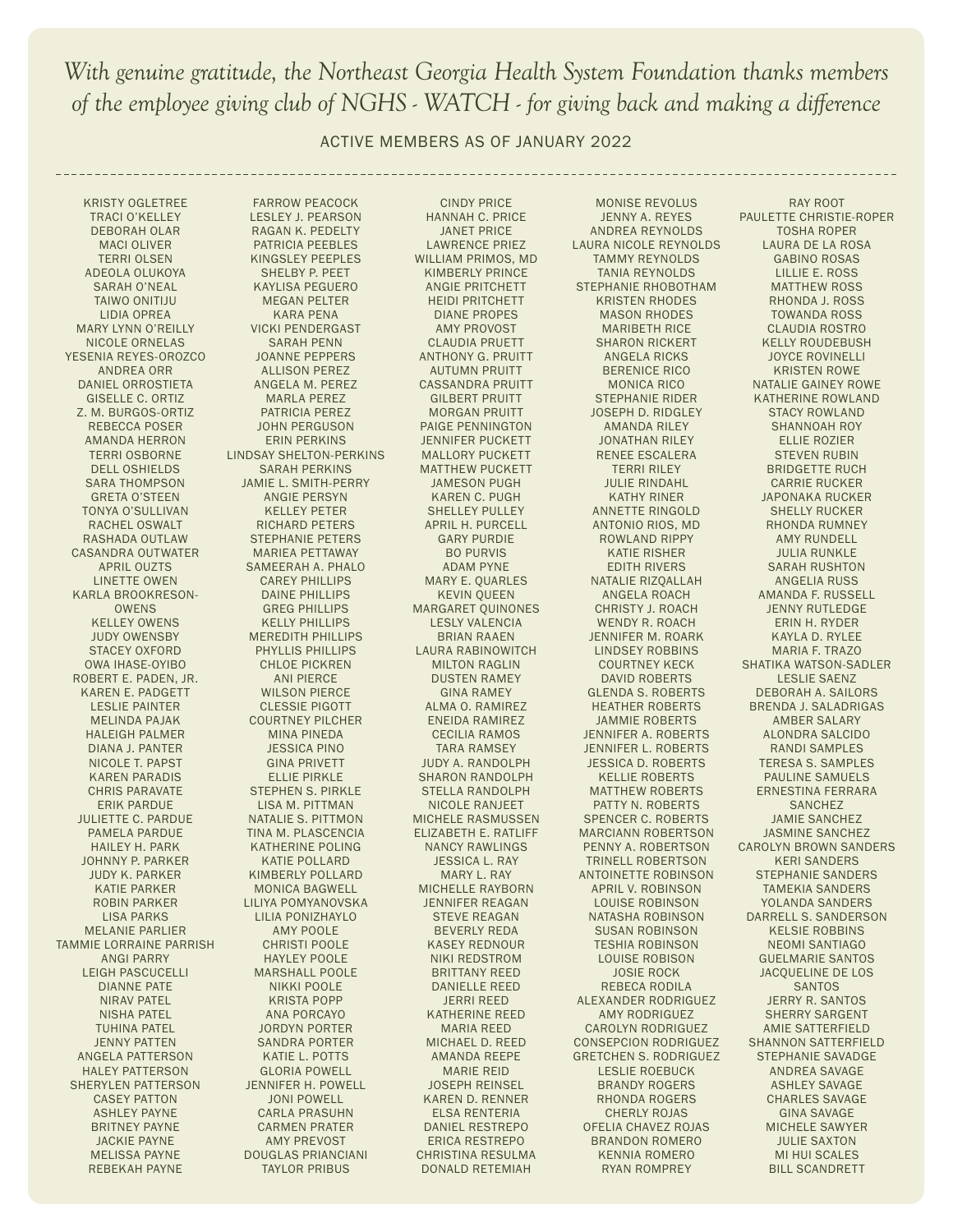*With genuine gratitude, the Northeast Georgia Health System Foundation thanks members of the employee giving club of NGHS - WATCH - for giving back and making a difference*

ACTIVE MEMBERS AS OF JANUARY 2022

KRISTY OGLETREE
TRACI O'KELLEY
DEBORAH OLAR
MACI OLIVER
TERRI OLSEN
ADEOLA OLUKOYA
SARAH O'NEAL
TAIWO ONITIJU
LIDIA OPREA
MARY LYNN O'REILLY
NICOLE ORNELAS
YESENIA REYES-OROZCO
ANDREA ORR
DANIEL ORROSTIETA
GISELLE C. ORTIZ
Z. M. BURGOS-ORTIZ
REBECCA POSER
AMANDA HERRON
TERRI OSBORNE
DELL OSHIELDS
SARA THOMPSON
GRETA O'STEEN
TONYA O'SULLIVAN
RACHEL OSWALT
RASHADA OUTLAW
CASANDRA OUTWATER
APRIL OUZTS
LINETTE OWEN
KARLA BROOKRESON-OWENS
KELLEY OWENS
JUDY OWENSBY
STACEY OXFORD
OWA IHASE-OYIBO
ROBERT E. PADEN, JR.
KAREN E. PADGETT
LESLIE PAINTER
MELINDA PAJAK
HALEIGH PALMER
DIANA J. PANTER
NICOLE T. PAPST
KAREN PARADIS
CHRIS PARAVATE
ERIK PARDUE
JULIETTE C. PARDUE
PAMELA PARDUE
HAILEY H. PARK
JOHNNY P. PARKER
JUDY K. PARKER
KATIE PARKER
ROBIN PARKER
LISA PARKS
MELANIE PARLIER
TAMMIE LORRAINE PARRISH
ANGI PARRY
LEIGH PASCUCELLI
DIANNE PATE
NIRAV PATEL
NISHA PATEL
TUHINA PATEL
JENNY PATTEN
ANGELA PATTERSON
HALEY PATTERSON
SHERYLEN PATTERSON
CASEY PATTON
ASHLEY PAYNE
BRITNEY PAYNE
JACKIE PAYNE
MELISSA PAYNE
REBEKAH PAYNE

FARROW PEACOCK
LESLEY J. PEARSON
RAGAN K. PEDELTY
PATRICIA PEEBLES
KINGSLEY PEEPLES
SHELBY P. PEET
KAYLISA PEGUERO
MEGAN PELTER
KARA PENA
VICKI PENDERGAST
SARAH PENN
JOANNE PEPPERS
ALLISON PEREZ
ANGELA M. PEREZ
MARLA PEREZ
PATRICIA PEREZ
JOHN PERGUSON
ERIN PERKINS
LINDSAY SHELTON-PERKINS
SARAH PERKINS
JAMIE L. SMITH-PERRY
ANGIE PERSYN
KELLEY PETER
RICHARD PETERS
STEPHANIE PETERS
MARIEA PETTAWAY
SAMEERAH A. PHALO
CAREY PHILLIPS
DAINE PHILLIPS
GREG PHILLIPS
KELLY PHILLIPS
MEREDITH PHILLIPS
PHYLLIS PHILLIPS
CHLOE PICKREN
ANI PIERCE
WILSON PIERCE
CLESSIE PIGOTT
COURTNEY PILCHER
MINA PINEDA
JESSICA PINO
GINA PRIVETT
ELLIE PIRKLE
STEPHEN S. PIRKLE
LISA M. PITTMAN
NATALIE S. PITTMON
TINA M. PLASCENCIA
KATHERINE POLING
KATIE POLLARD
KIMBERLY POLLARD
MONICA BAGWELL
LILIYA POMYANOVSKA
LILIA PONIZHAYLO
AMY POOLE
CHRISTI POOLE
HAYLEY POOLE
MARSHALL POOLE
NIKKI POOLE
KRISTA POPP
ANA PORCAYO
JORDYN PORTER
SANDRA PORTER
KATIE L. POTTS
GLORIA POWELL
JENNIFER H. POWELL
JONI POWELL
CARLA PRASUHN
CARMEN PRATER
AMY PREVOST
DOUGLAS PRIANCIANI
TAYLOR PRIBUS

CINDY PRICE
HANNAH C. PRICE
JANET PRICE
LAWRENCE PRIEZ
WILLIAM PRIMOS, MD
KIMBERLY PRINCE
ANGIE PRITCHETT
HEIDI PRITCHETT
DIANE PROPES
AMY PROVOST
CLAUDIA PRUETT
ANTHONY G. PRUITT
AUTUMN PRUITT
CASSANDRA PRUITT
GILBERT PRUITT
MORGAN PRUITT
PAIGE PENNINGTON
JENNIFER PUCKETT
MALLORY PUCKETT
MATTHEW PUCKETT
JAMESON PUGH
KAREN C. PUGH
SHELLEY PULLEY
APRIL H. PURCELL
GARY PURDIE
BO PURVIS
ADAM PYNE
MARY E. QUARLES
KEVIN QUEEN
MARGARET QUINONES
LESLY VALENCIA
BRIAN RAAEN
LAURA RABINOWITCH
MILTON RAGLIN
DUSTEN RAMEY
GINA RAMEY
ALMA O. RAMIREZ
ENEIDA RAMIREZ
CECILIA RAMOS
TARA RAMSEY
JUDY A. RANDOLPH
SHARON RANDOLPH
STELLA RANDOLPH
NICOLE RANJEET
MICHELE RASMUSSEN
ELIZABETH E. RATLIFF
NANCY RAWLINGS
JESSICA L. RAY
MARY L. RAY
MICHELLE RAYBORN
JENNIFER REAGAN
STEVE REAGAN
BEVERLY REDA
KASEY REDNOUR
NIKI REDSTROM
BRITTANY REED
DANIELLE REED
JERRI REED
KATHERINE REED
MARIA REED
MICHAEL D. REED
AMANDA REEPE
MARIE REID
JOSEPH REINSEL
KAREN D. RENNER
ELSA RENTERIA
DANIEL RESTREPO
ERICA RESTREPO
CHRISTINA RESULMA
DONALD RETEMIAH

MONISE REVOLUS
JENNY A. REYES
ANDREA REYNOLDS
LAURA NICOLE REYNOLDS
TAMMY REYNOLDS
TANIA REYNOLDS
STEPHANIE RHOBOTHAM
KRISTEN RHODES
MASON RHODES
MARIBETH RICE
SHARON RICKERT
ANGELA RICKS
BERENICE RICO
MONICA RICO
STEPHANIE RIDER
JOSEPH D. RIDGLEY
AMANDA RILEY
JONATHAN RILEY
RENEE ESCALERA
TERRI RILEY
JULIE RINDAHL
KATHY RINER
ANNETTE RINGOLD
ANTONIO RIOS, MD
ROWLAND RIPPY
KATIE RISHER
EDITH RIVERS
NATALIE RIZQALLAH
ANGELA ROACH
CHRISTY J. ROACH
WENDY R. ROACH
JENNIFER M. ROARK
LINDSEY ROBBINS
COURTNEY KECK
DAVID ROBERTS
GLENDA S. ROBERTS
HEATHER ROBERTS
JAMMIE ROBERTS
JENNIFER A. ROBERTS
JENNIFER L. ROBERTS
JESSICA D. ROBERTS
KELLIE ROBERTS
MATTHEW ROBERTS
PATTY N. ROBERTS
SPENCER C. ROBERTS
MARCIANN ROBERTSON
PENNY A. ROBERTSON
TRINELL ROBERTSON
ANTOINETTE ROBINSON
APRIL V. ROBINSON
LOUISE ROBINSON
NATASHA ROBINSON
SUSAN ROBINSON
TESHIA ROBINSON
LOUISE ROBISON
JOSIE ROCK
REBECA RODILA
ALEXANDER RODRIGUEZ
AMY RODRIGUEZ
CAROLYN RODRIGUEZ
CONSEPCION RODRIGUEZ
GRETCHEN S. RODRIGUEZ
LESLIE ROEBUCK
BRANDY ROGERS
RHONDA ROGERS
CHERLY ROJAS
OFELIA CHAVEZ ROJAS
BRANDON ROMERO
KENNIA ROMERO
RYAN ROMPREY

RAY ROOT
PAULETTE CHRISTIE-ROPER
TOSHA ROPER
LAURA DE LA ROSA
GABINO ROSAS
LILLIE E. ROSS
MATTHEW ROSS
RHONDA J. ROSS
TOWANDA ROSS
CLAUDIA ROSTRO
KELLY ROUDEBUSH
JOYCE ROVINELLI
KRISTEN ROWE
NATALIE GAINEY ROWE
KATHERINE ROWLAND
STACY ROWLAND
SHANNOAH ROY
ELLIE ROZIER
STEVEN RUBIN
BRIDGETTE RUCH
CARRIE RUCKER
JAPONAKA RUCKER
SHELLY RUCKER
RHONDA RUMNEY
AMY RUNDELL
JULIA RUNKLE
SARAH RUSHTON
ANGELIA RUSS
AMANDA F. RUSSELL
JENNY RUTLEDGE
ERIN H. RYDER
KAYLA D. RYLEE
MARIA F. TRAZO
SHATIKA WATSON-SADLER
LESLIE SAENZ
DEBORAH A. SAILORS
BRENDA J. SALADRIGAS
AMBER SALARY
ALONDRA SALCIDO
RANDI SAMPLES
TERESA S. SAMPLES
PAULINE SAMUELS
ERNESTINA FERRARA SANCHEZ
JAMIE SANCHEZ
JASMINE SANCHEZ
CAROLYN BROWN SANDERS
KERI SANDERS
STEPHANIE SANDERS
TAMEKIA SANDERS
YOLANDA SANDERS
DARRELL S. SANDERSON
KELSIE ROBBINS
NEOMI SANTIAGO
GUELMARIE SANTOS
JACQUELINE DE LOS SANTOS
JERRY R. SANTOS
SHERRY SARGENT
AMIE SATTERFIELD
SHANNON SATTERFIELD
STEPHANIE SAVADGE
ANDREA SAVAGE
ASHLEY SAVAGE
CHARLES SAVAGE
GINA SAVAGE
MICHELE SAWYER
JULIE SAXTON
MI HUI SCALES
BILL SCANDRETT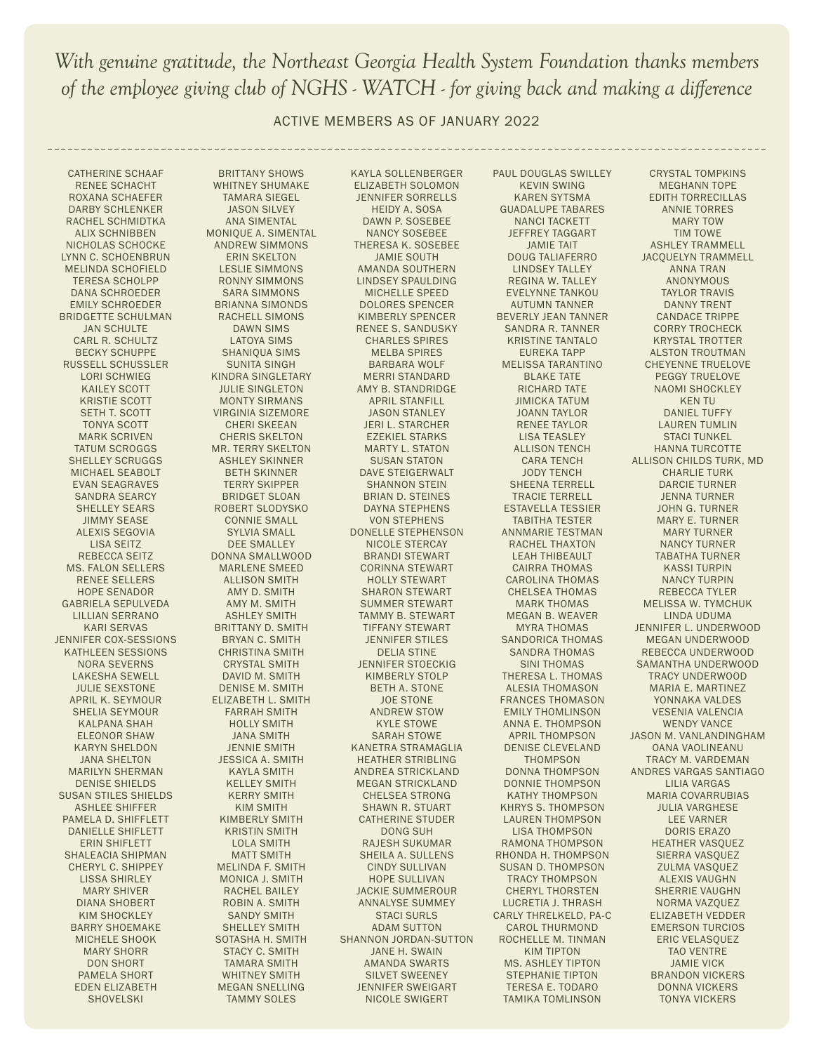*With genuine gratitude, the Northeast Georgia Health System Foundation thanks members of the employee giving club of NGHS - WATCH - for giving back and making a difference*

ACTIVE MEMBERS AS OF JANUARY 2022

---

CATHERINE SCHAAF
RENEE SCHACHT
ROXANA SCHAEFER
DARBY SCHLENKER
RACHEL SCHMIDTKA
ALIX SCHNIBBEN
NICHOLAS SCHOCKE
LYNN C. SCHOENBRUN
MELINDA SCHOFIELD
TERESA SCHOLPP
DANA SCHROEDER
EMILY SCHROEDER
BRIDGETTE SCHULMAN
JAN SCHULTE
CARL R. SCHULTZ
BECKY SCHUPPE
RUSSELL SCHUSSLER
LORI SCHWIEG
KAILEY SCOTT
KRISTIE SCOTT
SETH T. SCOTT
TONYA SCOTT
MARK SCRIVEN
TATUM SCROGGS
SHELLEY SCRUGGS
MICHAEL SEABOLT
EVAN SEAGRAVES
SANDRA SEARCY
SHELLEY SEARS
JIMMY SEASE
ALEXIS SEGOVIA
LISA SEITZ
REBECCA SEITZ
MS. FALON SELLERS
RENEE SELLERS
HOPE SENADOR
GABRIELA SEPULVEDA
LILLIAN SERRANO
KARI SERVAS
JENNIFER COX-SESSIONS
KATHLEEN SESSIONS
NORA SEVERNS
LAKESHA SEWELL
JULIE SEXSTONE
APRIL K. SEYMOUR
SHELIA SEYMOUR
KALPANA SHAH
ELEONOR SHAW
KARYN SHELDON
JANA SHELTON
MARILYN SHERMAN
DENISE SHIELDS
SUSAN STILES SHIELDS
ASHLEE SHIFFER
PAMELA D. SHIFFLETT
DANIELLE SHIFLETT
ERIN SHIFLETT
SHALEACIA SHIPMAN
CHERYL C. SHIPPEY
LISSA SHIRLEY
MARY SHIVER
DIANA SHOBERT
KIM SHOCKLEY
BARRY SHOEMAKE
MICHELE SHOOK
MARY SHORR
DON SHORT
PAMELA SHORT
EDEN ELIZABETH SHOVELSKI
BRITTANY SHOWS
WHITNEY SHUMAKE
TAMARA SIEGEL
JASON SILVEY
ANA SIMENTAL
MONIQUE A. SIMENTAL
ANDREW SIMMONS
ERIN SKELTON
LESLIE SIMMONS
RONNY SIMMONS
SARA SIMMONS
BRIANNA SIMONDS
RACHELL SIMONS
DAWN SIMS
LATOYA SIMS
SHANIQUA SIMS
SUNITA SINGH
KINDRA SINGLETARY
JULIE SINGLETON
MONTY SIRMANS
VIRGINIA SIZEMORE
CHERI SKEEAN
CHERIS SKELTON
MR. TERRY SKELTON
ASHLEY SKINNER
BETH SKINNER
TERRY SKIPPER
BRIDGET SLOAN
ROBERT SLODYSKO
CONNIE SMALL
SYLVIA SMALL
DEE SMALLEY
DONNA SMALLWOOD
MARLENE SMEED
ALLISON SMITH
AMY D. SMITH
AMY M. SMITH
ASHLEY SMITH
BRITTANY D. SMITH
BRYAN C. SMITH
CHRISTINA SMITH
CRYSTAL SMITH
DAVID M. SMITH
DENISE M. SMITH
ELIZABETH L. SMITH
FARRAH SMITH
HOLLY SMITH
JANA SMITH
JENNIE SMITH
JESSICA A. SMITH
KAYLA SMITH
KELLEY SMITH
KERRY SMITH
KIM SMITH
KIMBERLY SMITH
KRISTIN SMITH
LOLA SMITH
MATT SMITH
MELINDA F. SMITH
MONICA J. SMITH
RACHEL BAILEY
ROBIN A. SMITH
SANDY SMITH
SHELLEY SMITH
SOTASHA H. SMITH
STACY C. SMITH
TAMARA SMITH
WHITNEY SMITH
MEGAN SNELLING
TAMMY SOLES
KAYLA SOLLENBERGER
ELIZABETH SOLOMON
JENNIFER SORRELLS
HEIDY A. SOSA
DAWN P. SOSEBEE
NANCY SOSEBEE
THERESA K. SOSEBEE
JAMIE SOUTH
AMANDA SOUTHERN
LINDSEY SPAULDING
MICHELLE SPEED
DOLORES SPENCER
KIMBERLY SPENCER
RENEE S. SANDUSKY
CHARLES SPIRES
MELBA SPIRES
BARBARA WOLF
MERRI STANDARD
AMY B. STANDRIDGE
APRIL STANFILL
JASON STANLEY
JERI L. STARCHER
EZEKIEL STARKS
MARTY L. STATON
SUSAN STATON
DAVE STEIGERWALT
SHANNON STEIN
BRIAN D. STEINES
DAYNA STEPHENS
VON STEPHENS
DONELLE STEPHENSON
NICOLE STERCAY
BRANDI STEWART
CORINNA STEWART
HOLLY STEWART
SHARON STEWART
SUMMER STEWART
TAMMY B. STEWART
TIFFANY STEWART
JENNIFER STILES
DELIA STINE
JENNIFER STOECKIG
KIMBERLY STOLP
BETH A. STONE
JOE STONE
ANDREW STOW
KYLE STOWE
SARAH STOWE
KANETRA STRAMAGLIA
HEATHER STRIBLING
ANDREA STRICKLAND
MEGAN STRICKLAND
CHELSEA STRONG
SHAWN R. STUART
CATHERINE STUDER
DONG SUH
RAJESH SUKUMAR
SHEILA A. SULLENS
CINDY SULLIVAN
HOPE SULLIVAN
JACKIE SUMMEROUR
ANNALYSE SUMMEY
STACI SURLS
ADAM SUTTON
SHANNON JORDAN-SUTTON
JANE H. SWAIN
AMANDA SWARTS
SILVET SWEENEY
JENNIFER SWEIGART
NICOLE SWIGERT
PAUL DOUGLAS SWILLEY
KEVIN SWING
KAREN SYTSMA
GUADALUPE TABARES
NANCI TACKETT
JEFFREY TAGGART
JAMIE TAIT
DOUG TALIAFERRO
LINDSEY TALLEY
REGINA W. TALLEY
EVELYNNE TANKOU
AUTUMN TANNER
BEVERLY JEAN TANNER
SANDRA R. TANNER
KRISTINE TANTALO
EUREKA TAPP
MELISSA TARANTINO
BLAKE TATE
RICHARD TATE
JIMICKA TATUM
JOANN TAYLOR
RENEE TAYLOR
LISA TEASLEY
ALLISON TENCH
CARA TENCH
JODY TENCH
SHEENA TERRELL
TRACIE TERRELL
ESTAVELLA TESSIER
TABITHA TESTER
ANNMARIE TESTMAN
RACHEL THAXTON
LEAH THIBEAULT
CAIRRA THOMAS
CAROLINA THOMAS
CHELSEA THOMAS
MARK THOMAS
MEGAN B. WEAVER
MYRA THOMAS
SANDORICA THOMAS
SANDRA THOMAS
SINI THOMAS
THERESA L. THOMAS
ALESIA THOMASON
FRANCES THOMASON
EMILY THOMLINSON
ANNA E. THOMPSON
APRIL THOMPSON
DENISE CLEVELAND THOMPSON
DONNA THOMPSON
DONNIE THOMPSON
KATHY THOMPSON
KHRYS S. THOMPSON
LAUREN THOMPSON
LISA THOMPSON
RAMONA THOMPSON
RHONDA H. THOMPSON
SUSAN D. THOMPSON
TRACY THOMPSON
CHERYL THORSTEN
LUCRETIA J. THRASH
CARLY THRELKELD, PA-C
CAROL THURMOND
ROCHELLE M. TINMAN
KIM TIPTON
MS. ASHLEY TIPTON
STEPHANIE TIPTON
TERESA E. TODARO
TAMIKA TOMLINSON
CRYSTAL TOMPKINS
MEGHANN TOPE
EDITH TORRECILLAS
ANNIE TORRES
MARY TOW
TIM TOWE
ASHLEY TRAMMELL
JACQUELYN TRAMMELL
ANNA TRAN
ANONYMOUS
TAYLOR TRAVIS
DANNY TRENT
CANDACE TRIPPE
CORRY TROCHECK
KRYSTAL TROTTER
ALSTON TROUTMAN
CHEYENNE TRUELOVE
PEGGY TRUELOVE
NAOMI SHOCKLEY
KEN TU
DANIEL TUFFY
LAUREN TUMLIN
STACI TUNKEL
HANNA TURCOTTE
ALLISON CHILDS TURK, MD
CHARLIE TURK
DARCIE TURNER
JENNA TURNER
JOHN G. TURNER
MARY E. TURNER
MARY TURNER
NANCY TURNER
TABATHA TURNER
KASSI TURPIN
NANCY TURPIN
REBECCA TYLER
MELISSA W. TYMCHUK
LINDA UDUMA
JENNIFER L. UNDERWOOD
MEGAN UNDERWOOD
REBECCA UNDERWOOD
SAMANTHA UNDERWOOD
TRACY UNDERWOOD
MARIA E. MARTINEZ
YONNAKA VALDES
VESENIA VALENCIA
WENDY VANCE
JASON M. VANLANDINGHAM
OANA VAOLINEANU
TRACY M. VARDEMAN
ANDRES VARGAS SANTIAGO
LILIA VARGAS
MARIA COVARRUBIAS
JULIA VARGHESE
LEE VARNER
DORIS ERAZO
HEATHER VASQUEZ
SIERRA VASQUEZ
ZULMA VASQUEZ
ALEXIS VAUGHN
SHERRIE VAUGHN
NORMA VAZQUEZ
ELIZABETH VEDDER
EMERSON TURCIOS
ERIC VELASQUEZ
TAO VENTRE
JAMIE VICK
BRANDON VICKERS
DONNA VICKERS
TONYA VICKERS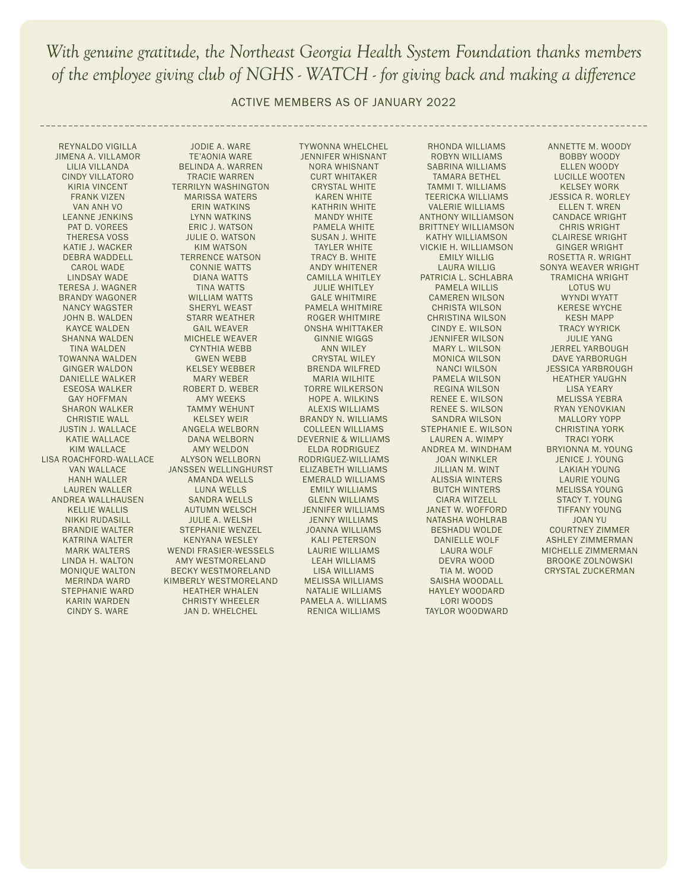*With genuine gratitude, the Northeast Georgia Health System Foundation thanks members of the employee giving club of NGHS - WATCH - for giving back and making a difference*

ACTIVE MEMBERS AS OF JANUARY 2022

---

REYNALDO VIGILLA
JIMENA A. VILLAMOR
LILIA VILLANDA
CINDY VILLATORO
KIRIA VINCENT
FRANK VIZEN
VAN ANH VO
LEANNE JENKINS
PAT D. VOREES
THERESA VOSS
KATIE J. WACKER
DEBRA WADDELL
CAROL WADE
LINDSAY WADE
TERESA J. WAGNER
BRANDY WAGONER
NANCY WAGSTER
JOHN B. WALDEN
KAYCE WALDEN
SHANNA WALDEN
TINA WALDEN
TOWANNA WALDEN
GINGER WALDON
DANIELLE WALKER
ESEOSA WALKER
GAY HOFFMAN
SHARON WALKER
CHRISTIE WALL
JUSTIN J. WALLACE
KATIE WALLACE
KIM WALLACE
LISA ROACHFORD-WALLACE
VAN WALLACE
HANH WALLER
LAUREN WALLER
ANDREA WALLHAUSEN
KELLIE WALLIS
NIKKI RUDASILL
BRANDIE WALTER
KATRINA WALTER
MARK WALTERS
LINDA H. WALTON
MONIQUE WALTON
MERINDA WARD
STEPHANIE WARD
KARIN WARDEN
CINDY S. WARE
JODIE A. WARE
TE'AONIA WARE
BELINDA A. WARREN
TRACIE WARREN
TERRILYN WASHINGTON
MARISSA WATERS
ERIN WATKINS
LYNN WATKINS
ERIC J. WATSON
JULIE O. WATSON
KIM WATSON
TERRENCE WATSON
CONNIE WATTS
DIANA WATTS
TINA WATTS
WILLIAM WATTS
SHERYL WEAST
STARR WEATHER
GAIL WEAVER
MICHELE WEAVER
CYNTHIA WEBB
GWEN WEBB
KELSEY WEBBER
MARY WEBER
ROBERT D. WEBER
AMY WEEKS
TAMMY WEHUNT
KELSEY WEIR
ANGELA WELBORN
DANA WELBORN
AMY WELDON
ALYSON WELLBORN
JANSSEN WELLINGHURST
AMANDA WELLS
LUNA WELLS
SANDRA WELLS
AUTUMN WELSCH
JULIE A. WELSH
STEPHANIE WENZEL
KENYANA WESLEY
WENDI FRASIER-WESSELS
AMY WESTMORELAND
BECKY WESTMORELAND
KIMBERLY WESTMORELAND
HEATHER WHALEN
CHRISTY WHEELER
JAN D. WHELCHEL
TYWONNA WHELCHEL
JENNIFER WHISNANT
NORA WHISNANT
CURT WHITAKER
CRYSTAL WHITE
KAREN WHITE
KATHRIN WHITE
MANDY WHITE
PAMELA WHITE
SUSAN J. WHITE
TAYLER WHITE
TRACY B. WHITE
ANDY WHITENER
CAMILLA WHITLEY
JULIE WHITLEY
GALE WHITMIRE
PAMELA WHITMIRE
ROGER WHITMIRE
ONSHA WHITTAKER
GINNIE WIGGS
ANN WILEY
CRYSTAL WILEY
BRENDA WILFRED
MARIA WILHITE
TORRE WILKERSON
HOPE A. WILKINS
ALEXIS WILLIAMS
BRANDY N. WILLIAMS
COLLEEN WILLIAMS
DEVERNIE & WILLIAMS
ELDA RODRIGUEZ
RODRIGUEZ-WILLIAMS
ELIZABETH WILLIAMS
EMERALD WILLIAMS
EMILY WILLIAMS
GLENN WILLIAMS
JENNIFER WILLIAMS
JENNY WILLIAMS
JOANNA WILLIAMS
KALI PETERSON
LAURIE WILLIAMS
LEAH WILLIAMS
LISA WILLIAMS
MELISSA WILLIAMS
NATALIE WILLIAMS
PAMELA A. WILLIAMS
RENICA WILLIAMS
RHONDA WILLIAMS
ROBYN WILLIAMS
SABRINA WILLIAMS
TAMARA BETHEL
TAMMI T. WILLIAMS
TEERICKA WILLIAMS
VALERIE WILLIAMS
ANTHONY WILLIAMSON
BRITTNEY WILLIAMSON
KATHY WILLIAMSON
VICKIE H. WILLIAMSON
EMILY WILLIG
LAURA WILLIG
PATRICIA L. SCHLABRA
PAMELA WILLIS
CAMEREN WILSON
CHRISTA WILSON
CHRISTINA WILSON
CINDY E. WILSON
JENNIFER WILSON
MARY L. WILSON
MONICA WILSON
NANCI WILSON
PAMELA WILSON
REGINA WILSON
RENEE E. WILSON
RENEE S. WILSON
SANDRA WILSON
STEPHANIE E. WILSON
LAUREN A. WIMPY
ANDREA M. WINDHAM
JOAN WINKLER
JILLIAN M. WINT
ALISSIA WINTERS
BUTCH WINTERS
CIARA WITZELL
JANET W. WOFFORD
NATASHA WOHLRAB
BESHADU WOLDE
DANIELLE WOLF
LAURA WOLF
DEVRA WOOD
TIA M. WOOD
SAISHA WOODALL
HAYLEY WOODARD
LORI WOODS
TAYLOR WOODWARD
ANNETTE M. WOODY
BOBBY WOODY
ELLEN WOODY
LUCILLE WOOTEN
KELSEY WORK
JESSICA R. WORLEY
ELLEN T. WREN
CANDACE WRIGHT
CHRIS WRIGHT
CLAIRESE WRIGHT
GINGER WRIGHT
ROSETTA R. WRIGHT
SONYA WEAVER WRIGHT
TRAMICHA WRIGHT
LOTUS WU
WYNDI WYATT
KERESE WYCHE
KESH MAPP
TRACY WYRICK
JULIE YANG
JERREL YARBOUGH
DAVE YARBORUGH
JESSICA YARBROUGH
HEATHER YAUGHN
LISA YEARY
MELISSA YEBRA
RYAN YENOVKIAN
MALLORY YOPP
CHRISTINA YORK
TRACI YORK
BRYIONNA M. YOUNG
JENICE J. YOUNG
LAKIAH YOUNG
LAURIE YOUNG
MELISSA YOUNG
STACY T. YOUNG
TIFFANY YOUNG
JOAN YU
COURTNEY ZIMMER
ASHLEY ZIMMERMAN
MICHELLE ZIMMERMAN
BROOKE ZOLNOWSKI
CRYSTAL ZUCKERMAN